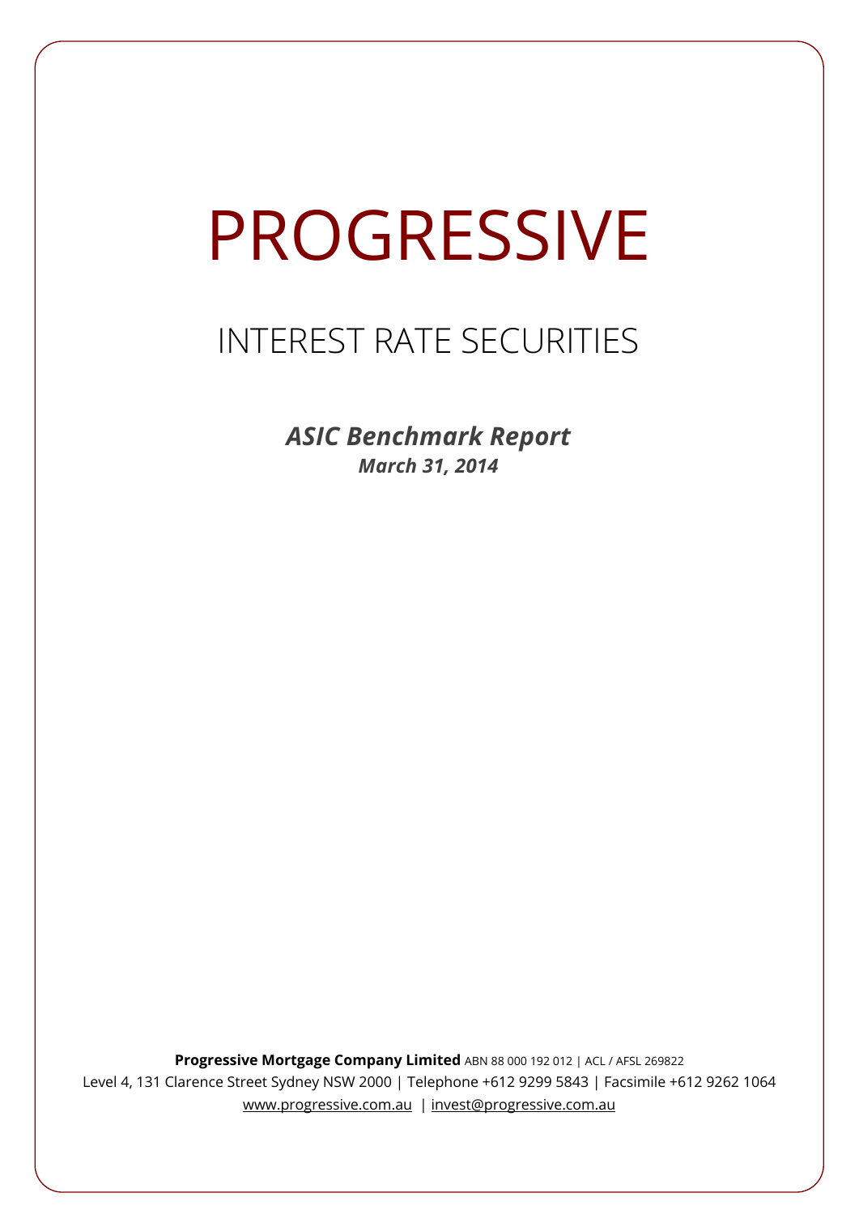# PROGRESSIVE

## INTEREST RATE SECURITIES

***ASIC Benchmark Report***

***March 31, 2014***

**Progressive Mortgage Company Limited** ABN 88 000 192 012 | ACL / AFSL 269822
Level 4, 131 Clarence Street Sydney NSW 2000 | Telephone +612 9299 5843 | Facsimile +612 9262 1064
www.progressive.com.au | invest@progressive.com.au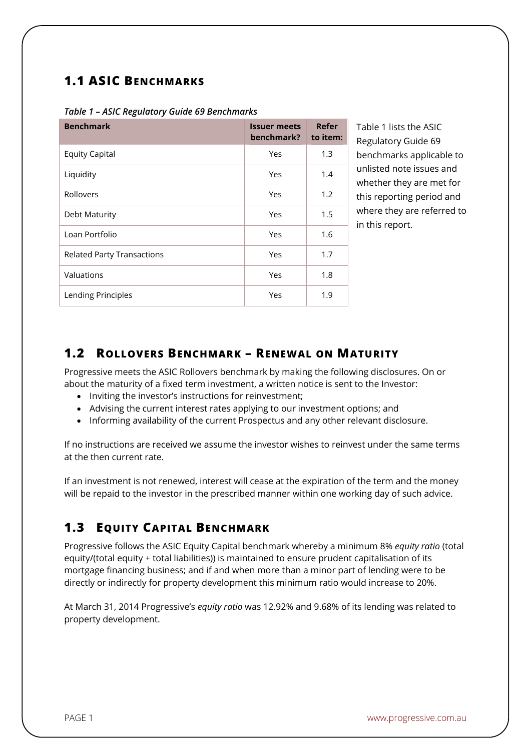## 1.1 ASIC Benchmarks

*Table 1 – ASIC Regulatory Guide 69 Benchmarks*

| Benchmark | Issuer meets benchmark? | Refer to item: |
|---|---|---|
| Equity Capital | Yes | 1.3 |
| Liquidity | Yes | 1.4 |
| Rollovers | Yes | 1.2 |
| Debt Maturity | Yes | 1.5 |
| Loan Portfolio | Yes | 1.6 |
| Related Party Transactions | Yes | 1.7 |
| Valuations | Yes | 1.8 |
| Lending Principles | Yes | 1.9 |

Table 1 lists the ASIC Regulatory Guide 69 benchmarks applicable to unlisted note issues and whether they are met for this reporting period and where they are referred to in this report.

## 1.2 Rollovers Benchmark – Renewal on Maturity

Progressive meets the ASIC Rollovers benchmark by making the following disclosures. On or about the maturity of a fixed term investment, a written notice is sent to the Investor:

- Inviting the investor's instructions for reinvestment;
- Advising the current interest rates applying to our investment options; and
- Informing availability of the current Prospectus and any other relevant disclosure.

If no instructions are received we assume the investor wishes to reinvest under the same terms at the then current rate.

If an investment is not renewed, interest will cease at the expiration of the term and the money will be repaid to the investor in the prescribed manner within one working day of such advice.

## 1.3 Equity Capital Benchmark

Progressive follows the ASIC Equity Capital benchmark whereby a minimum 8% *equity ratio* (total equity/(total equity + total liabilities)) is maintained to ensure prudent capitalisation of its mortgage financing business; and if and when more than a minor part of lending were to be directly or indirectly for property development this minimum ratio would increase to 20%.

At March 31, 2014 Progressive's *equity ratio* was 12.92% and 9.68% of its lending was related to property development.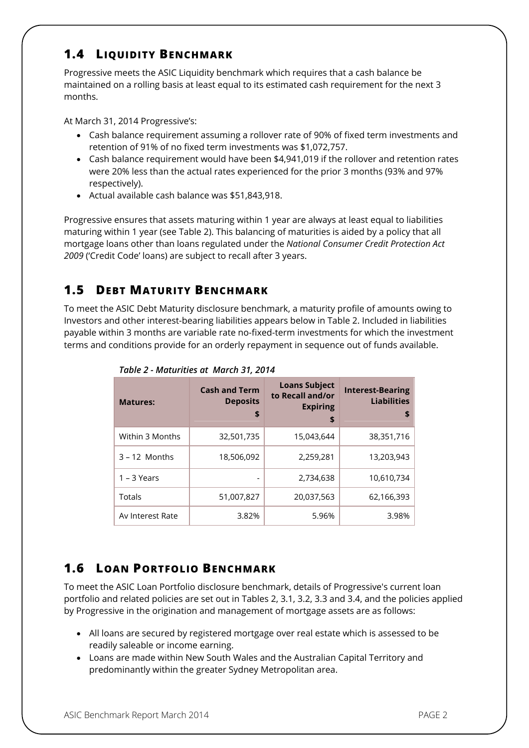## 1.4 LIQUIDITY BENCHMARK

Progressive meets the ASIC Liquidity benchmark which requires that a cash balance be maintained on a rolling basis at least equal to its estimated cash requirement for the next 3 months.

At March 31, 2014 Progressive's:

- Cash balance requirement assuming a rollover rate of 90% of fixed term investments and retention of 91% of no fixed term investments was $1,072,757.
- Cash balance requirement would have been $4,941,019 if the rollover and retention rates were 20% less than the actual rates experienced for the prior 3 months (93% and 97% respectively).
- Actual available cash balance was $51,843,918.

Progressive ensures that assets maturing within 1 year are always at least equal to liabilities maturing within 1 year (see Table 2). This balancing of maturities is aided by a policy that all mortgage loans other than loans regulated under the *National Consumer Credit Protection Act 2009* ('Credit Code' loans) are subject to recall after 3 years.

## 1.5 DEBT MATURITY BENCHMARK

To meet the ASIC Debt Maturity disclosure benchmark, a maturity profile of amounts owing to Investors and other interest-bearing liabilities appears below in Table 2. Included in liabilities payable within 3 months are variable rate no-fixed-term investments for which the investment terms and conditions provide for an orderly repayment in sequence out of funds available.

*Table 2 - Maturities at March 31, 2014*

| Matures: | Cash and Term Deposits $ | Loans Subject to Recall and/or Expiring $ | Interest-Bearing Liabilities $ |
|---|---|---|---|
| Within 3 Months | 32,501,735 | 15,043,644 | 38,351,716 |
| 3 – 12 Months | 18,506,092 | 2,259,281 | 13,203,943 |
| 1 – 3 Years | - | 2,734,638 | 10,610,734 |
| Totals | 51,007,827 | 20,037,563 | 62,166,393 |
| Av Interest Rate | 3.82% | 5.96% | 3.98% |

## 1.6 LOAN PORTFOLIO BENCHMARK

To meet the ASIC Loan Portfolio disclosure benchmark, details of Progressive's current loan portfolio and related policies are set out in Tables 2, 3.1, 3.2, 3.3 and 3.4, and the policies applied by Progressive in the origination and management of mortgage assets are as follows:

- All loans are secured by registered mortgage over real estate which is assessed to be readily saleable or income earning.
- Loans are made within New South Wales and the Australian Capital Territory and predominantly within the greater Sydney Metropolitan area.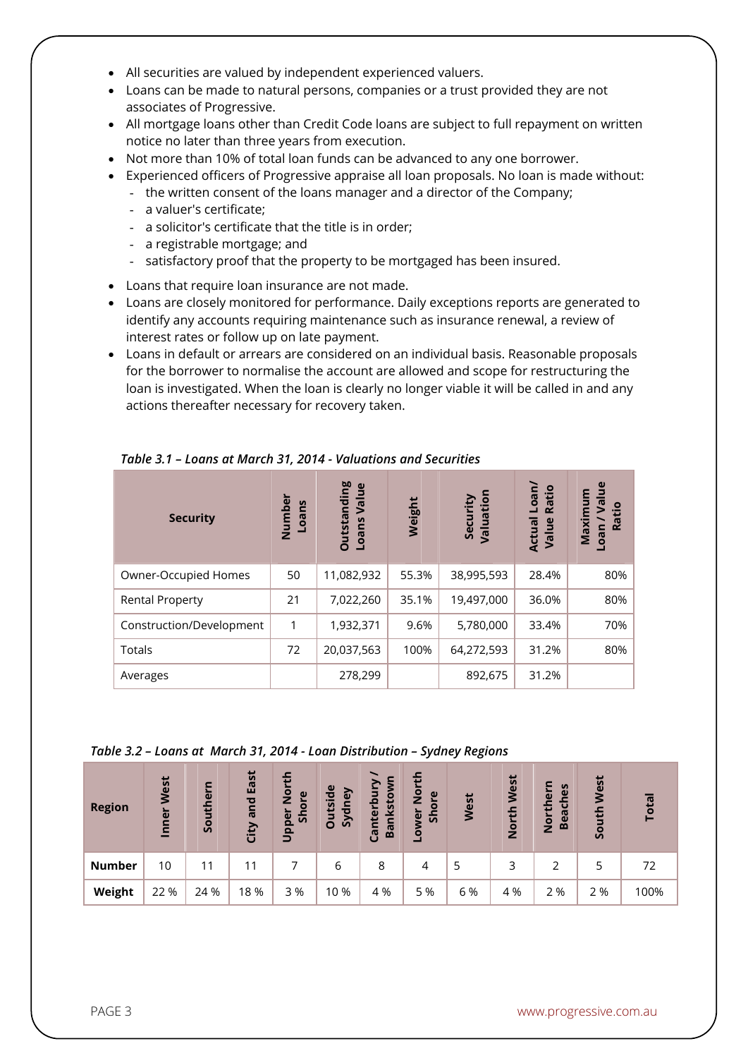- All securities are valued by independent experienced valuers.
- Loans can be made to natural persons, companies or a trust provided they are not associates of Progressive.
- All mortgage loans other than Credit Code loans are subject to full repayment on written notice no later than three years from execution.
- Not more than 10% of total loan funds can be advanced to any one borrower.
- Experienced officers of Progressive appraise all loan proposals. No loan is made without:
  - the written consent of the loans manager and a director of the Company;
  - a valuer's certificate;
  - a solicitor's certificate that the title is in order;
  - a registrable mortgage; and
  - satisfactory proof that the property to be mortgaged has been insured.
- Loans that require loan insurance are not made.
- Loans are closely monitored for performance. Daily exceptions reports are generated to identify any accounts requiring maintenance such as insurance renewal, a review of interest rates or follow up on late payment.
- Loans in default or arrears are considered on an individual basis. Reasonable proposals for the borrower to normalise the account are allowed and scope for restructuring the loan is investigated. When the loan is clearly no longer viable it will be called in and any actions thereafter necessary for recovery taken.

*Table 3.1 – Loans at March 31, 2014 - Valuations and Securities*

| Security | Number Loans | Outstanding Loans Value | Weight | Security Valuation | Actual Loan/ Value Ratio | Maximum Loan / Value Ratio |
|---|---|---|---|---|---|---|
| Owner-Occupied Homes | 50 | 11,082,932 | 55.3% | 38,995,593 | 28.4% | 80% |
| Rental Property | 21 | 7,022,260 | 35.1% | 19,497,000 | 36.0% | 80% |
| Construction/Development | 1 | 1,932,371 | 9.6% | 5,780,000 | 33.4% | 70% |
| Totals | 72 | 20,037,563 | 100% | 64,272,593 | 31.2% | 80% |
| Averages | | 278,299 | | 892,675 | 31.2% | |

*Table 3.2 – Loans at March 31, 2014 - Loan Distribution – Sydney Regions*

| Region | Inner West | Southern | City and East | Upper North Shore | Outside Sydney | Canterbury / Bankstown | Lower North Shore | West | North West | Northern Beaches | South West | Total |
|---|---|---|---|---|---|---|---|---|---|---|---|---|
| **Number** | 10 | 11 | 11 | 7 | 6 | 8 | 4 | 5 | 3 | 2 | 5 | 72 |
| **Weight** | 22 % | 24 % | 18 % | 3 % | 10 % | 4 % | 5 % | 6 % | 4 % | 2 % | 2 % | 100% |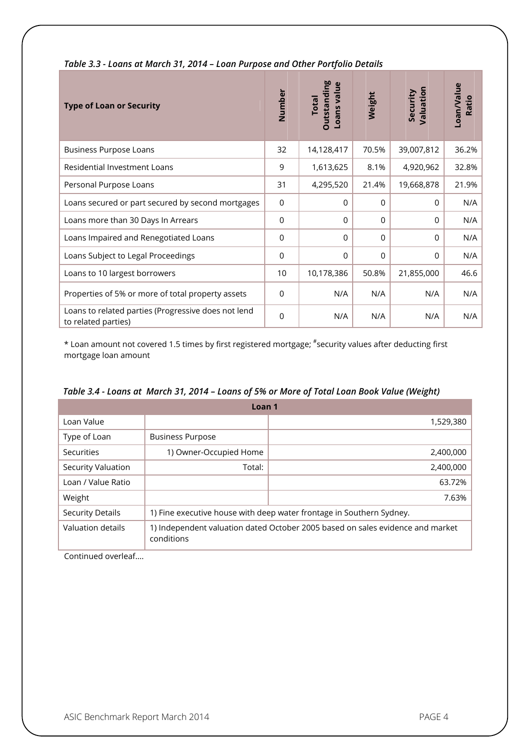*Table 3.3 - Loans at March 31, 2014 – Loan Purpose and Other Portfolio Details*

| Type of Loan or Security | Number | Total Outstanding Loans value | Weight | Security Valuation | Loan/Value Ratio |
|---|---|---|---|---|---|
| Business Purpose Loans | 32 | 14,128,417 | 70.5% | 39,007,812 | 36.2% |
| Residential Investment Loans | 9 | 1,613,625 | 8.1% | 4,920,962 | 32.8% |
| Personal Purpose Loans | 31 | 4,295,520 | 21.4% | 19,668,878 | 21.9% |
| Loans secured or part secured by second mortgages | 0 | 0 | 0 | 0 | N/A |
| Loans more than 30 Days In Arrears | 0 | 0 | 0 | 0 | N/A |
| Loans Impaired and Renegotiated Loans | 0 | 0 | 0 | 0 | N/A |
| Loans Subject to Legal Proceedings | 0 | 0 | 0 | 0 | N/A |
| Loans to 10 largest borrowers | 10 | 10,178,386 | 50.8% | 21,855,000 | 46.6 |
| Properties of 5% or more of total property assets | 0 | N/A | N/A | N/A | N/A |
| Loans to related parties (Progressive does not lend to related parties) | 0 | N/A | N/A | N/A | N/A |

* Loan amount not covered 1.5 times by first registered mortgage; #security values after deducting first mortgage loan amount

*Table 3.4 - Loans at March 31, 2014 – Loans of 5% or More of Total Loan Book Value (Weight)*

| Loan 1 | | |
|---|---|---|
| Loan Value | | 1,529,380 |
| Type of Loan | Business Purpose | |
| Securities | 1) Owner-Occupied Home | 2,400,000 |
| Security Valuation | Total: | 2,400,000 |
| Loan / Value Ratio | | 63.72% |
| Weight | | 7.63% |
| Security Details | 1) Fine executive house with deep water frontage in Southern Sydney. | |
| Valuation details | 1) Independent valuation dated October 2005 based on sales evidence and market conditions | |

Continued overleaf....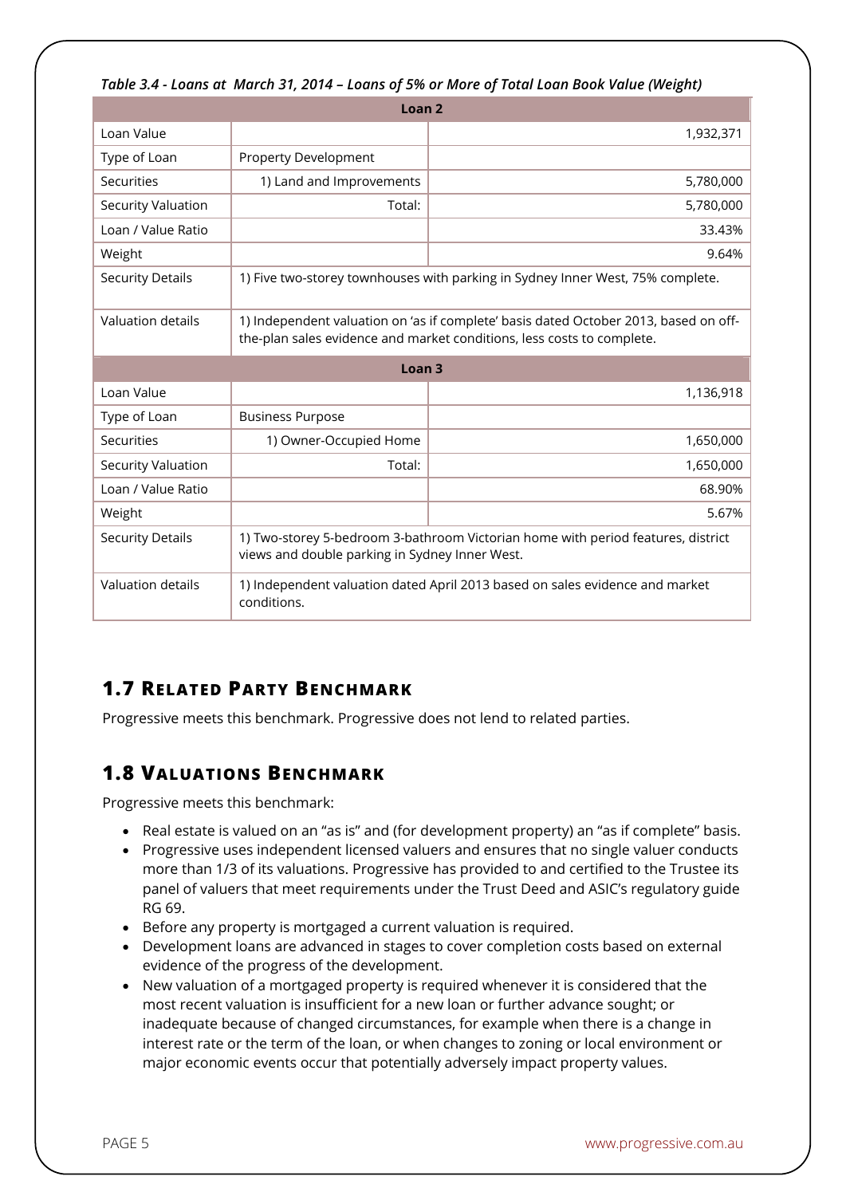*Table 3.4 - Loans at March 31, 2014 – Loans of 5% or More of Total Loan Book Value (Weight)*

| Loan 2 | | |
|---|---|---|
| Loan Value | | 1,932,371 |
| Type of Loan | Property Development | |
| Securities | 1) Land and Improvements | 5,780,000 |
| Security Valuation | Total: | 5,780,000 |
| Loan / Value Ratio | | 33.43% |
| Weight | | 9.64% |
| Security Details | 1) Five two-storey townhouses with parking in Sydney Inner West, 75% complete. | |
| Valuation details | 1) Independent valuation on 'as if complete' basis dated October 2013, based on off-the-plan sales evidence and market conditions, less costs to complete. | |
| **Loan 3** | | |
| Loan Value | | 1,136,918 |
| Type of Loan | Business Purpose | |
| Securities | 1) Owner-Occupied Home | 1,650,000 |
| Security Valuation | Total: | 1,650,000 |
| Loan / Value Ratio | | 68.90% |
| Weight | | 5.67% |
| Security Details | 1) Two-storey 5-bedroom 3-bathroom Victorian home with period features, district views and double parking in Sydney Inner West. | |
| Valuation details | 1) Independent valuation dated April 2013 based on sales evidence and market conditions. | |

## 1.7 Related Party Benchmark

Progressive meets this benchmark. Progressive does not lend to related parties.

## 1.8 Valuations Benchmark

Progressive meets this benchmark:

- Real estate is valued on an "as is" and (for development property) an "as if complete" basis.
- Progressive uses independent licensed valuers and ensures that no single valuer conducts more than 1/3 of its valuations. Progressive has provided to and certified to the Trustee its panel of valuers that meet requirements under the Trust Deed and ASIC's regulatory guide RG 69.
- Before any property is mortgaged a current valuation is required.
- Development loans are advanced in stages to cover completion costs based on external evidence of the progress of the development.
- New valuation of a mortgaged property is required whenever it is considered that the most recent valuation is insufficient for a new loan or further advance sought; or inadequate because of changed circumstances, for example when there is a change in interest rate or the term of the loan, or when changes to zoning or local environment or major economic events occur that potentially adversely impact property values.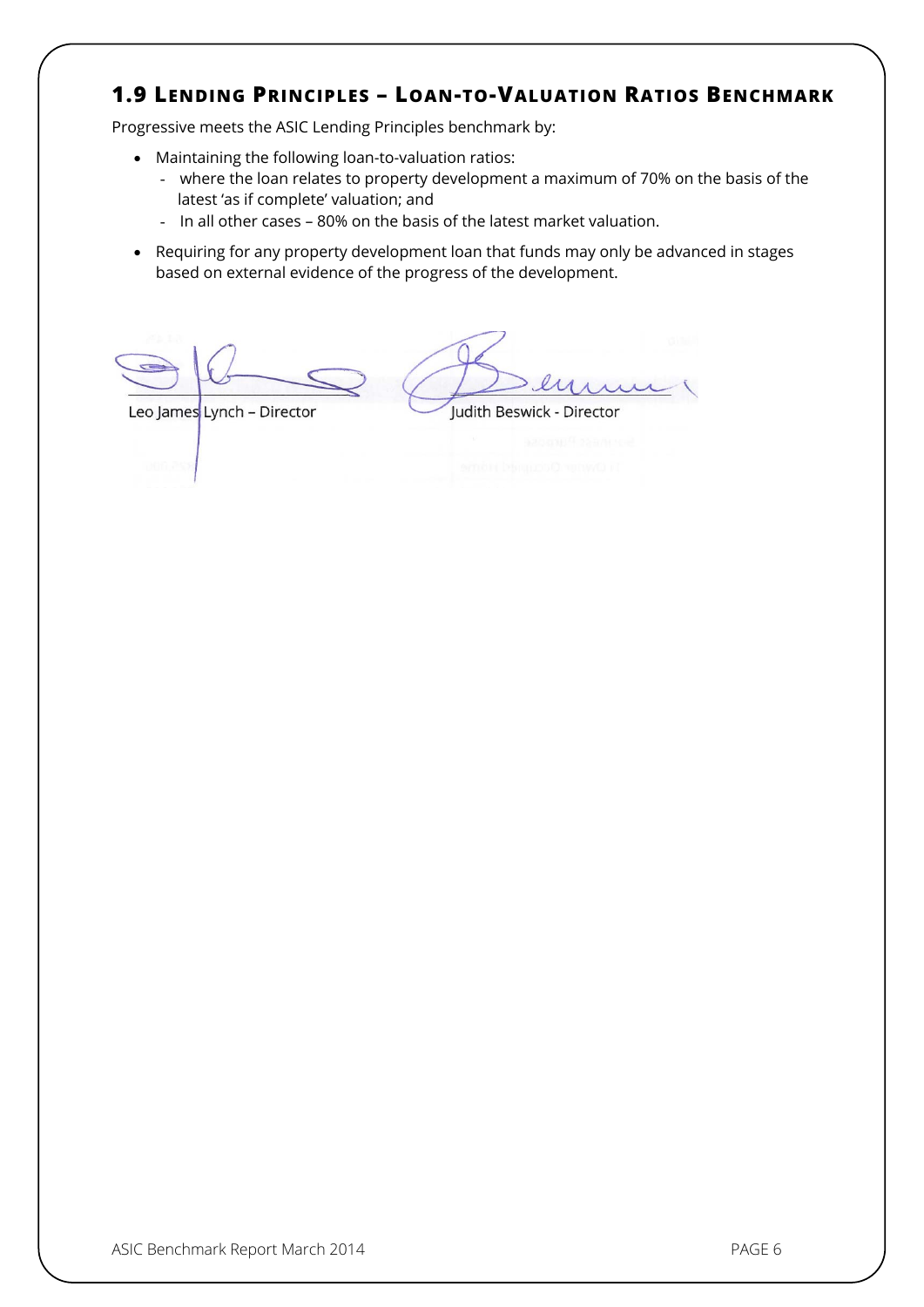## 1.9 Lending Principles – Loan-to-Valuation Ratios Benchmark

Progressive meets the ASIC Lending Principles benchmark by:

- Maintaining the following loan-to-valuation ratios:
  - where the loan relates to property development a maximum of 70% on the basis of the latest 'as if complete' valuation; and
  - In all other cases – 80% on the basis of the latest market valuation.
- Requiring for any property development loan that funds may only be advanced in stages based on external evidence of the progress of the development.

Leo James Lynch – Director

Judith Beswick - Director